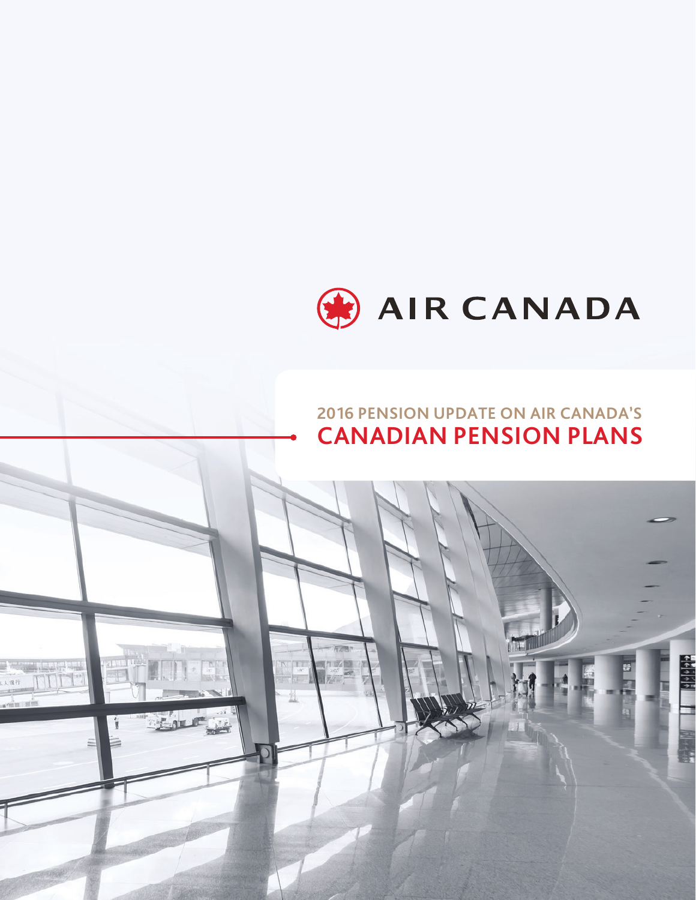AIR CANADA

# 2016 PENSION UPDATE ON AIR CANADA'S CANADIAN PENSION PLANS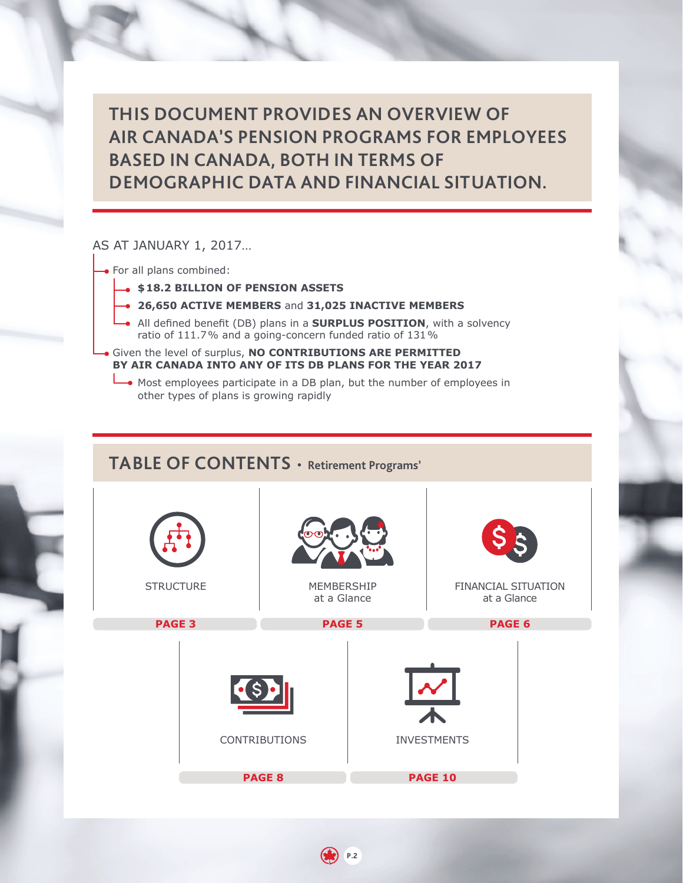# THIS DOCUMENT PROVIDES AN OVERVIEW OF AIR CANADA'S PENSION PROGRAMS FOR EMPLOYEES BASED IN CANADA, BOTH IN TERMS OF DEMOGRAPHIC DATA AND FINANCIAL SITUATION.

AS AT JANUARY 1, 2017…

- For all plans combined:
  - **$18.2 BILLION OF PENSION ASSETS**
  - **26,650 ACTIVE MEMBERS** and **31,025 INACTIVE MEMBERS**
  - All defined benefit (DB) plans in a **SURPLUS POSITION**, with a solvency ratio of 111.7% and a going-concern funded ratio of 131%
- Given the level of surplus, **NO CONTRIBUTIONS ARE PERMITTED BY AIR CANADA INTO ANY OF ITS DB PLANS FOR THE YEAR 2017**
  - Most employees participate in a DB plan, but the number of employees in other types of plans is growing rapidly

## TABLE OF CONTENTS • Retirement Programs'

| Section | Page |
|---|---|
| STRUCTURE | PAGE 3 |
| MEMBERSHIP at a Glance | PAGE 5 |
| FINANCIAL SITUATION at a Glance | PAGE 6 |
| CONTRIBUTIONS | PAGE 8 |
| INVESTMENTS | PAGE 10 |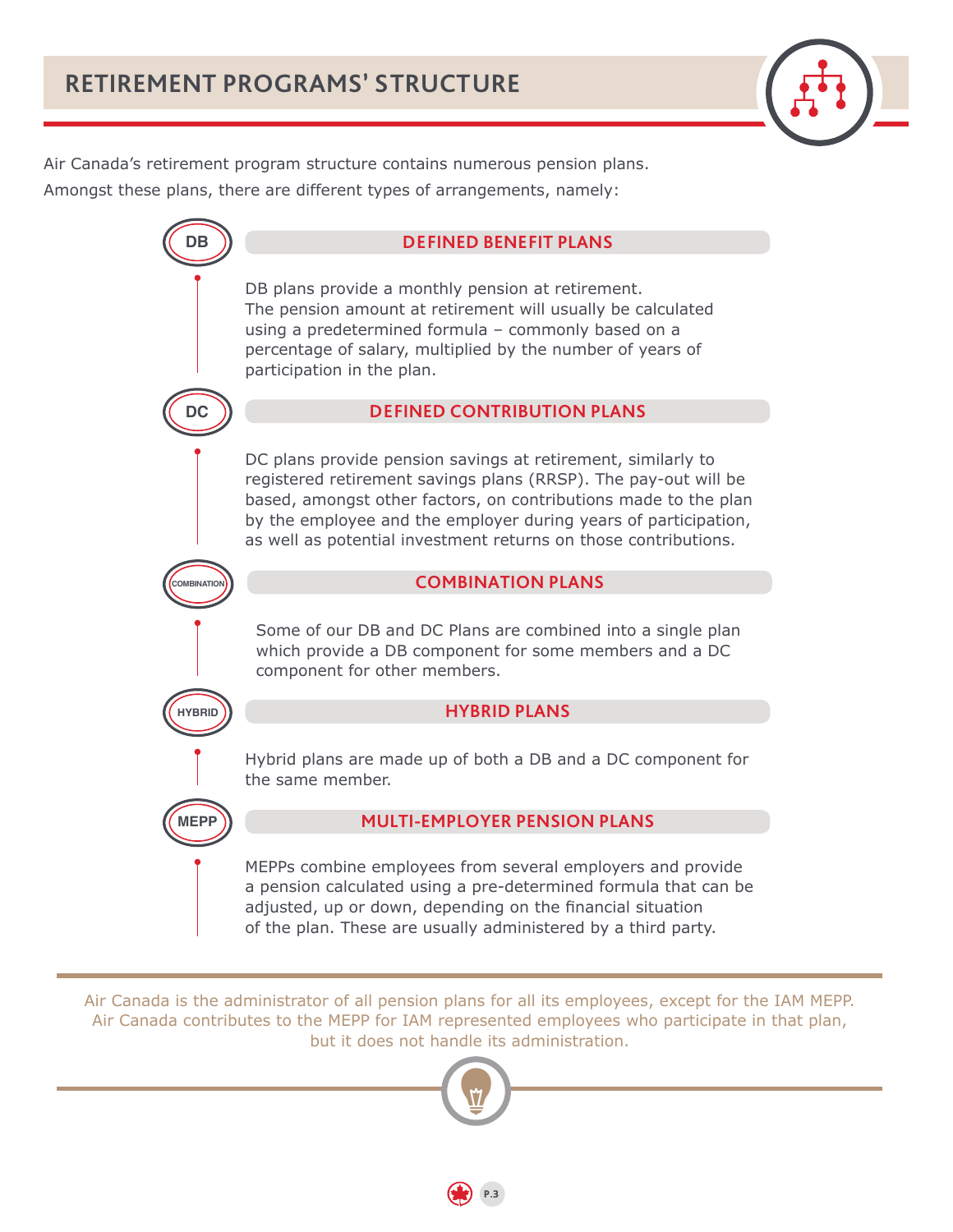# RETIREMENT PROGRAMS' STRUCTURE

Air Canada's retirement program structure contains numerous pension plans.
Amongst these plans, there are different types of arrangements, namely:

## DEFINED BENEFIT PLANS

DB plans provide a monthly pension at retirement.
The pension amount at retirement will usually be calculated using a predetermined formula – commonly based on a percentage of salary, multiplied by the number of years of participation in the plan.

## DEFINED CONTRIBUTION PLANS

DC plans provide pension savings at retirement, similarly to registered retirement savings plans (RRSP). The pay-out will be based, amongst other factors, on contributions made to the plan by the employee and the employer during years of participation, as well as potential investment returns on those contributions.

## COMBINATION PLANS

Some of our DB and DC Plans are combined into a single plan which provide a DB component for some members and a DC component for other members.

## HYBRID PLANS

Hybrid plans are made up of both a DB and a DC component for the same member.

## MULTI-EMPLOYER PENSION PLANS

MEPPs combine employees from several employers and provide a pension calculated using a pre-determined formula that can be adjusted, up or down, depending on the financial situation of the plan. These are usually administered by a third party.

---

Air Canada is the administrator of all pension plans for all its employees, except for the IAM MEPP. Air Canada contributes to the MEPP for IAM represented employees who participate in that plan, but it does not handle its administration.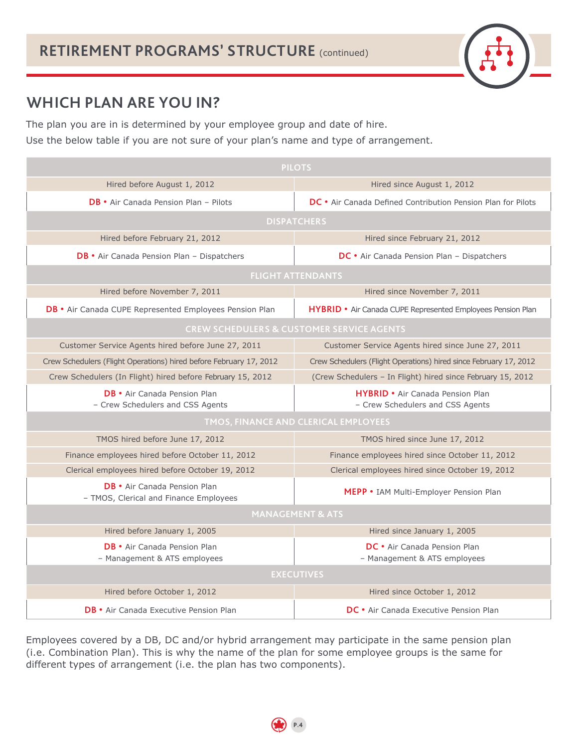# RETIREMENT PROGRAMS' STRUCTURE (continued)

## WHICH PLAN ARE YOU IN?

The plan you are in is determined by your employee group and date of hire.

Use the below table if you are not sure of your plan's name and type of arrangement.

| PILOTS | |
|---|---|
| Hired before August 1, 2012 | Hired since August 1, 2012 |
| **DB** • Air Canada Pension Plan – Pilots | **DC** • Air Canada Defined Contribution Pension Plan for Pilots |
| **DISPATCHERS** | |
| Hired before February 21, 2012 | Hired since February 21, 2012 |
| **DB** • Air Canada Pension Plan – Dispatchers | **DC** • Air Canada Pension Plan – Dispatchers |
| **FLIGHT ATTENDANTS** | |
| Hired before November 7, 2011 | Hired since November 7, 2011 |
| **DB** • Air Canada CUPE Represented Employees Pension Plan | **HYBRID** • Air Canada CUPE Represented Employees Pension Plan |
| **CREW SCHEDULERS & CUSTOMER SERVICE AGENTS** | |
| Customer Service Agents hired before June 27, 2011 | Customer Service Agents hired since June 27, 2011 |
| Crew Schedulers (Flight Operations) hired before February 17, 2012 | Crew Schedulers (Flight Operations) hired since February 17, 2012 |
| Crew Schedulers (In Flight) hired before February 15, 2012 | (Crew Schedulers – In Flight) hired since February 15, 2012 |
| **DB** • Air Canada Pension Plan – Crew Schedulers and CSS Agents | **HYBRID** • Air Canada Pension Plan – Crew Schedulers and CSS Agents |
| **TMOS, FINANCE AND CLERICAL EMPLOYEES** | |
| TMOS hired before June 17, 2012 | TMOS hired since June 17, 2012 |
| Finance employees hired before October 11, 2012 | Finance employees hired since October 11, 2012 |
| Clerical employees hired before October 19, 2012 | Clerical employees hired since October 19, 2012 |
| **DB** • Air Canada Pension Plan – TMOS, Clerical and Finance Employees | **MEPP** • IAM Multi-Employer Pension Plan |
| **MANAGEMENT & ATS** | |
| Hired before January 1, 2005 | Hired since January 1, 2005 |
| **DB** • Air Canada Pension Plan – Management & ATS employees | **DC** • Air Canada Pension Plan – Management & ATS employees |
| **EXECUTIVES** | |
| Hired before October 1, 2012 | Hired since October 1, 2012 |
| **DB** • Air Canada Executive Pension Plan | **DC** • Air Canada Executive Pension Plan |

Employees covered by a DB, DC and/or hybrid arrangement may participate in the same pension plan (i.e. Combination Plan). This is why the name of the plan for some employee groups is the same for different types of arrangement (i.e. the plan has two components).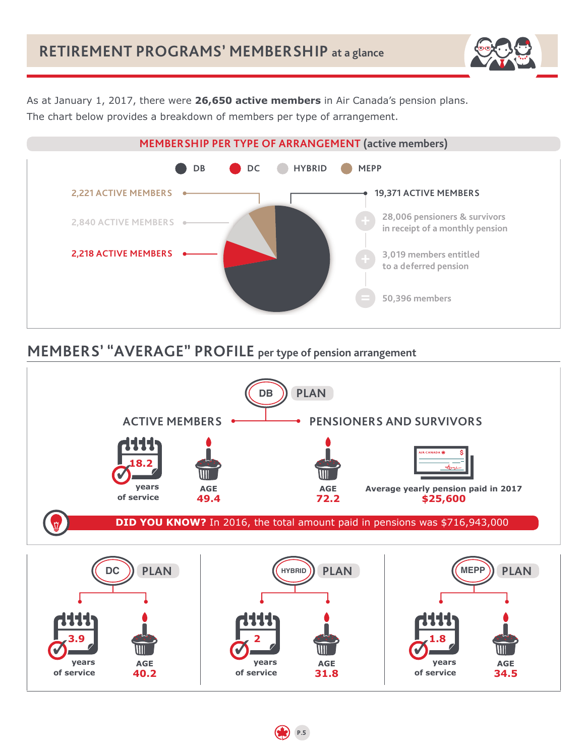# RETIREMENT PROGRAMS' MEMBERSHIP at a glance

As at January 1, 2017, there were **26,650 active members** in Air Canada's pension plans. The chart below provides a breakdown of members per type of arrangement.

## MEMBERSHIP PER TYPE OF ARRANGEMENT (active members)

DB | DC | HYBRID | MEPP

- 2,221 ACTIVE MEMBERS (MEPP)
- 2,840 ACTIVE MEMBERS (HYBRID)
- 2,218 ACTIVE MEMBERS (DC)
- 19,371 ACTIVE MEMBERS (DB)
  - \+ 28,006 pensioners & survivors in receipt of a monthly pension
  - \+ 3,019 members entitled to a deferred pension
  - = 50,396 members

## MEMBERS' "AVERAGE" PROFILE per type of pension arrangement

### DB PLAN

**ACTIVE MEMBERS**

- 18.2 years of service
- AGE 49.4

**PENSIONERS AND SURVIVORS**

- AGE 72.2
- Average yearly pension paid in 2017 **$25,600**

**DID YOU KNOW?** In 2016, the total amount paid in pensions was $716,943,000

### DC PLAN

- 3.9 years of service
- AGE 40.2

### HYBRID PLAN

- 2 years of service
- AGE 31.8

### MEPP PLAN

- 1.8 years of service
- AGE 34.5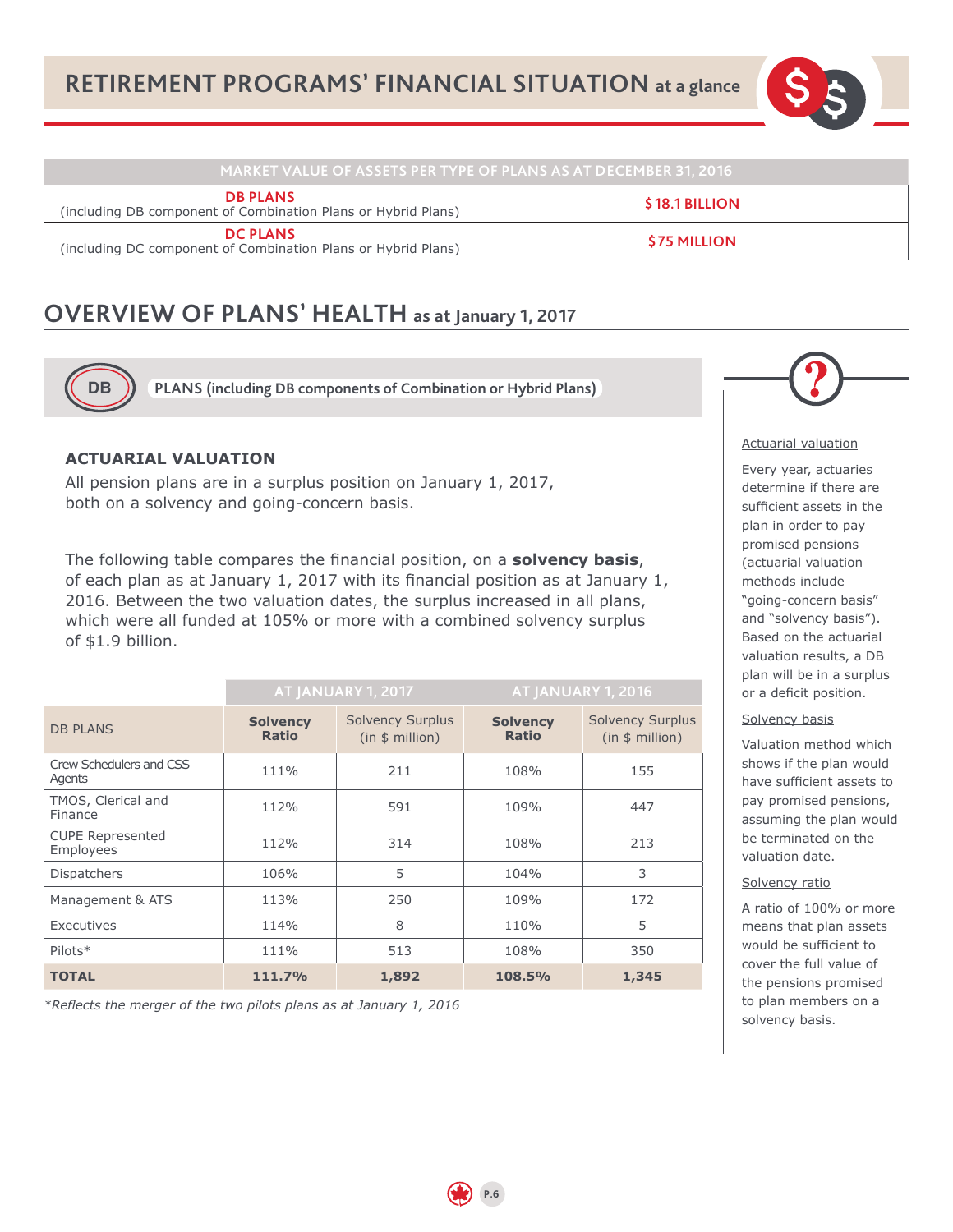# RETIREMENT PROGRAMS' FINANCIAL SITUATION at a glance

| MARKET VALUE OF ASSETS PER TYPE OF PLANS AS AT DECEMBER 31, 2016 | |
|---|---|
| **DB PLANS** (including DB component of Combination Plans or Hybrid Plans) | **$18.1 BILLION** |
| **DC PLANS** (including DC component of Combination Plans or Hybrid Plans) | **$75 MILLION** |

## OVERVIEW OF PLANS' HEALTH as at January 1, 2017

### DB PLANS (including DB components of Combination or Hybrid Plans)

#### ACTUARIAL VALUATION

All pension plans are in a surplus position on January 1, 2017, both on a solvency and going-concern basis.

The following table compares the financial position, on a **solvency basis**, of each plan as at January 1, 2017 with its financial position as at January 1, 2016. Between the two valuation dates, the surplus increased in all plans, which were all funded at 105% or more with a combined solvency surplus of $1.9 billion.

| | AT JANUARY 1, 2017 | | AT JANUARY 1, 2016 | |
|---|---|---|---|---|
| DB PLANS | **Solvency Ratio** | Solvency Surplus (in $ million) | **Solvency Ratio** | Solvency Surplus (in $ million) |
| Crew Schedulers and CSS Agents | 111% | 211 | 108% | 155 |
| TMOS, Clerical and Finance | 112% | 591 | 109% | 447 |
| CUPE Represented Employees | 112% | 314 | 108% | 213 |
| Dispatchers | 106% | 5 | 104% | 3 |
| Management & ATS | 113% | 250 | 109% | 172 |
| Executives | 114% | 8 | 110% | 5 |
| Pilots* | 111% | 513 | 108% | 350 |
| **TOTAL** | **111.7%** | **1,892** | **108.5%** | **1,345** |

*\*Reflects the merger of the two pilots plans as at January 1, 2016*

Actuarial valuation

Every year, actuaries determine if there are sufficient assets in the plan in order to pay promised pensions (actuarial valuation methods include "going-concern basis" and "solvency basis"). Based on the actuarial valuation results, a DB plan will be in a surplus or a deficit position.

Solvency basis

Valuation method which shows if the plan would have sufficient assets to pay promised pensions, assuming the plan would be terminated on the valuation date.

Solvency ratio

A ratio of 100% or more means that plan assets would be sufficient to cover the full value of the pensions promised to plan members on a solvency basis.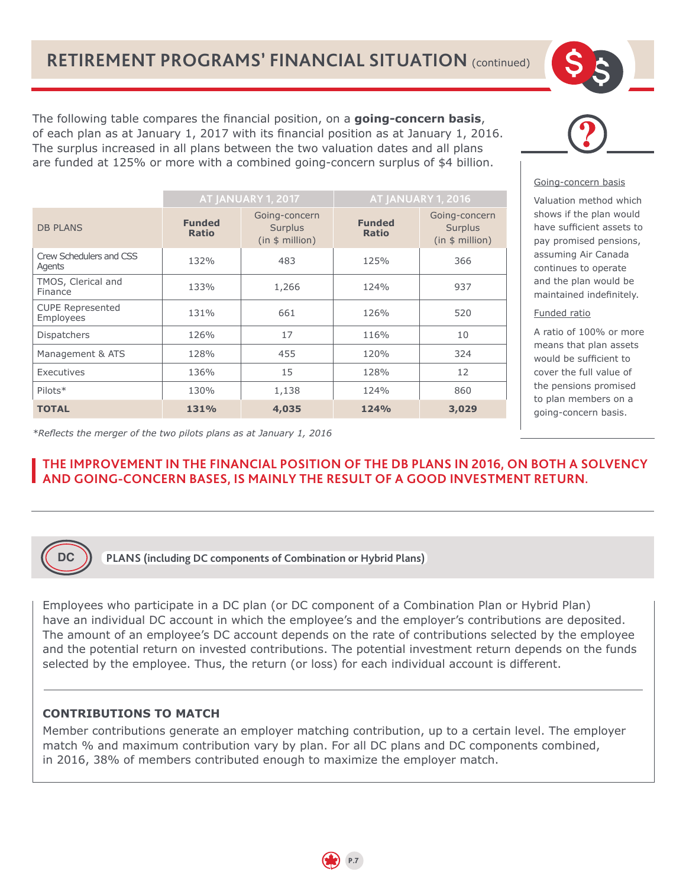## RETIREMENT PROGRAMS' FINANCIAL SITUATION (continued)

The following table compares the financial position, on a **going-concern basis**, of each plan as at January 1, 2017 with its financial position as at January 1, 2016. The surplus increased in all plans between the two valuation dates and all plans are funded at 125% or more with a combined going-concern surplus of $4 billion.

| DB PLANS | AT JANUARY 1, 2017 | | AT JANUARY 1, 2016 | |
|---|---|---|---|---|
| | **Funded Ratio** | Going-concern Surplus (in $ million) | **Funded Ratio** | Going-concern Surplus (in $ million) |
| Crew Schedulers and CSS Agents | 132% | 483 | 125% | 366 |
| TMOS, Clerical and Finance | 133% | 1,266 | 124% | 937 |
| CUPE Represented Employees | 131% | 661 | 126% | 520 |
| Dispatchers | 126% | 17 | 116% | 10 |
| Management & ATS | 128% | 455 | 120% | 324 |
| Executives | 136% | 15 | 128% | 12 |
| Pilots* | 130% | 1,138 | 124% | 860 |
| **TOTAL** | **131%** | **4,035** | **124%** | **3,029** |

*\*Reflects the merger of the two pilots plans as at January 1, 2016*

Going-concern basis

Valuation method which shows if the plan would have sufficient assets to pay promised pensions, assuming Air Canada continues to operate and the plan would be maintained indefinitely.

Funded ratio

A ratio of 100% or more means that plan assets would be sufficient to cover the full value of the pensions promised to plan members on a going-concern basis.

**THE IMPROVEMENT IN THE FINANCIAL POSITION OF THE DB PLANS IN 2016, ON BOTH A SOLVENCY AND GOING-CONCERN BASES, IS MAINLY THE RESULT OF A GOOD INVESTMENT RETURN.**

## DC PLANS (including DC components of Combination or Hybrid Plans)

Employees who participate in a DC plan (or DC component of a Combination Plan or Hybrid Plan) have an individual DC account in which the employee's and the employer's contributions are deposited. The amount of an employee's DC account depends on the rate of contributions selected by the employee and the potential return on invested contributions. The potential investment return depends on the funds selected by the employee. Thus, the return (or loss) for each individual account is different.

### CONTRIBUTIONS TO MATCH

Member contributions generate an employer matching contribution, up to a certain level. The employer match % and maximum contribution vary by plan. For all DC plans and DC components combined, in 2016, 38% of members contributed enough to maximize the employer match.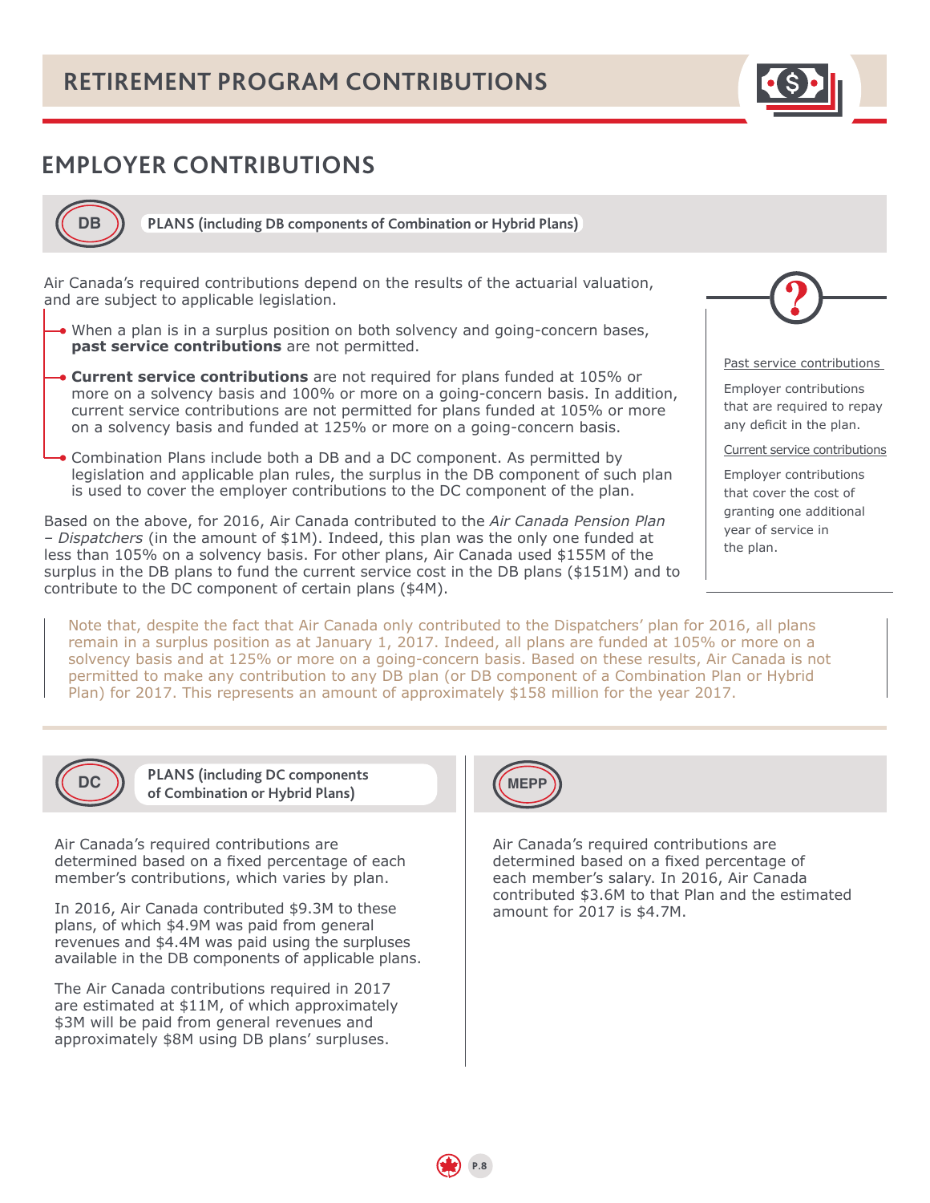# RETIREMENT PROGRAM CONTRIBUTIONS

## EMPLOYER CONTRIBUTIONS

### DB PLANS (including DB components of Combination or Hybrid Plans)

Air Canada's required contributions depend on the results of the actuarial valuation, and are subject to applicable legislation.

- When a plan is in a surplus position on both solvency and going-concern bases, **past service contributions** are not permitted.
- **Current service contributions** are not required for plans funded at 105% or more on a solvency basis and 100% or more on a going-concern basis. In addition, current service contributions are not permitted for plans funded at 105% or more on a solvency basis and funded at 125% or more on a going-concern basis.
- Combination Plans include both a DB and a DC component. As permitted by legislation and applicable plan rules, the surplus in the DB component of such plan is used to cover the employer contributions to the DC component of the plan.

Based on the above, for 2016, Air Canada contributed to the *Air Canada Pension Plan – Dispatchers* (in the amount of $1M). Indeed, this plan was the only one funded at less than 105% on a solvency basis. For other plans, Air Canada used $155M of the surplus in the DB plans to fund the current service cost in the DB plans ($151M) and to contribute to the DC component of certain plans ($4M).

Past service contributions

Employer contributions that are required to repay any deficit in the plan.

Current service contributions

Employer contributions that cover the cost of granting one additional year of service in the plan.

Note that, despite the fact that Air Canada only contributed to the Dispatchers' plan for 2016, all plans remain in a surplus position as at January 1, 2017. Indeed, all plans are funded at 105% or more on a solvency basis and at 125% or more on a going-concern basis. Based on these results, Air Canada is not permitted to make any contribution to any DB plan (or DB component of a Combination Plan or Hybrid Plan) for 2017. This represents an amount of approximately $158 million for the year 2017.

### DC PLANS (including DC components of Combination or Hybrid Plans)

Air Canada's required contributions are determined based on a fixed percentage of each member's contributions, which varies by plan.

In 2016, Air Canada contributed $9.3M to these plans, of which $4.9M was paid from general revenues and $4.4M was paid using the surpluses available in the DB components of applicable plans.

The Air Canada contributions required in 2017 are estimated at $11M, of which approximately $3M will be paid from general revenues and approximately $8M using DB plans' surpluses.

### MEPP

Air Canada's required contributions are determined based on a fixed percentage of each member's salary. In 2016, Air Canada contributed $3.6M to that Plan and the estimated amount for 2017 is $4.7M.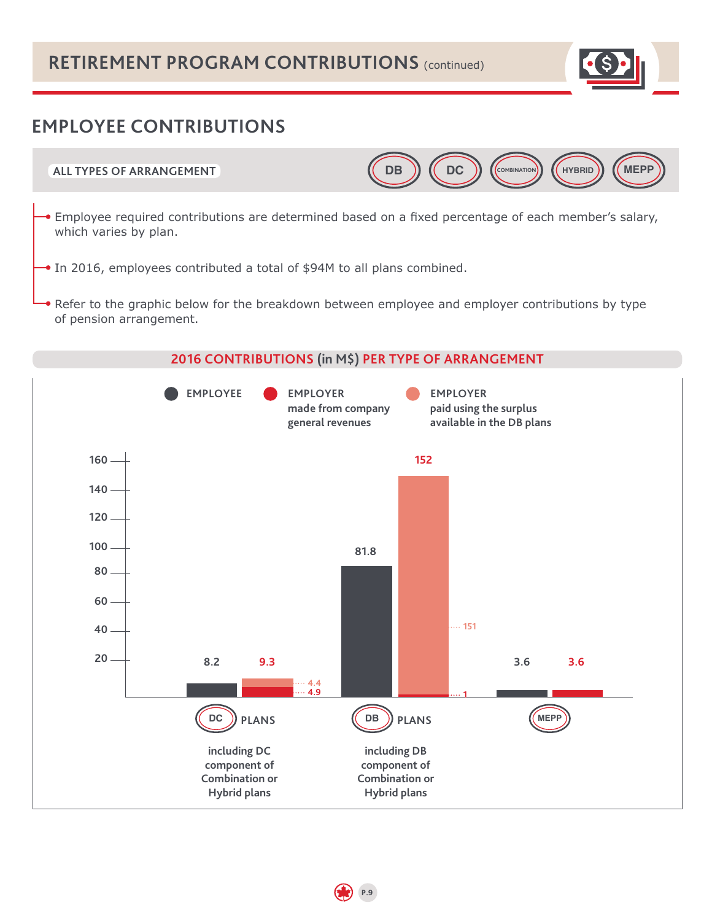# RETIREMENT PROGRAM CONTRIBUTIONS (continued)

## EMPLOYEE CONTRIBUTIONS

**ALL TYPES OF ARRANGEMENT** — DB · DC · COMBINATION · HYBRID · MEPP

- Employee required contributions are determined based on a fixed percentage of each member's salary, which varies by plan.
- In 2016, employees contributed a total of $94M to all plans combined.
- Refer to the graphic below for the breakdown between employee and employer contributions by type of pension arrangement.

### 2016 CONTRIBUTIONS (in M$) PER TYPE OF ARRANGEMENT

| Type of arrangement | EMPLOYEE | EMPLOYER (total) | EMPLOYER made from company general revenues | EMPLOYER paid using the surplus available in the DB plans |
|---|---|---|---|---|
| DC PLANS (including DC component of Combination or Hybrid plans) | 8.2 | 9.3 | 4.9 | 4.4 |
| DB PLANS (including DB component of Combination or Hybrid plans) | 81.8 | 152 | 1 | 151 |
| MEPP | 3.6 | 3.6 | | |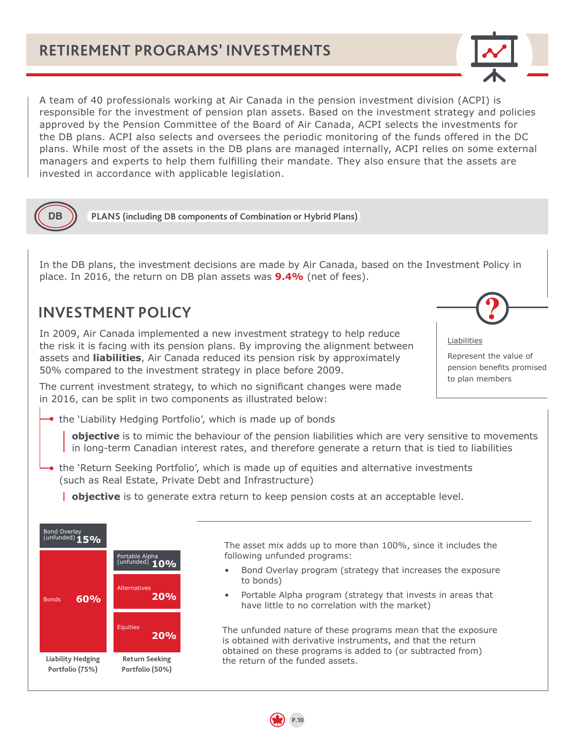# RETIREMENT PROGRAMS' INVESTMENTS

A team of 40 professionals working at Air Canada in the pension investment division (ACPI) is responsible for the investment of pension plan assets. Based on the investment strategy and policies approved by the Pension Committee of the Board of Air Canada, ACPI selects the investments for the DB plans. ACPI also selects and oversees the periodic monitoring of the funds offered in the DC plans. While most of the assets in the DB plans are managed internally, ACPI relies on some external managers and experts to help them fulfilling their mandate. They also ensure that the assets are invested in accordance with applicable legislation.

## DB PLANS (including DB components of Combination or Hybrid Plans)

In the DB plans, the investment decisions are made by Air Canada, based on the Investment Policy in place. In 2016, the return on DB plan assets was **9.4%** (net of fees).

## INVESTMENT POLICY

In 2009, Air Canada implemented a new investment strategy to help reduce the risk it is facing with its pension plans. By improving the alignment between assets and **liabilities**, Air Canada reduced its pension risk by approximately 50% compared to the investment strategy in place before 2009.

> Liabilities
>
> Represent the value of pension benefits promised to plan members

The current investment strategy, to which no significant changes were made in 2016, can be split in two components as illustrated below:

- the 'Liability Hedging Portfolio', which is made up of bonds
  - **objective** is to mimic the behaviour of the pension liabilities which are very sensitive to movements in long-term Canadian interest rates, and therefore generate a return that is tied to liabilities
- the 'Return Seeking Portfolio', which is made up of equities and alternative investments (such as Real Estate, Private Debt and Infrastructure)
  - **objective** is to generate extra return to keep pension costs at an acceptable level.

| Liability Hedging Portfolio (75%) | Return Seeking Portfolio (50%) |
|---|---|
| Bond Overlay (unfunded) 15% | Portable Alpha (unfunded) 10% |
| Bonds 60% | Alternatives 20% |
| | Equities 20% |

The asset mix adds up to more than 100%, since it includes the following unfunded programs:

- Bond Overlay program (strategy that increases the exposure to bonds)
- Portable Alpha program (strategy that invests in areas that have little to no correlation with the market)

The unfunded nature of these programs mean that the exposure is obtained with derivative instruments, and that the return obtained on these programs is added to (or subtracted from) the return of the funded assets.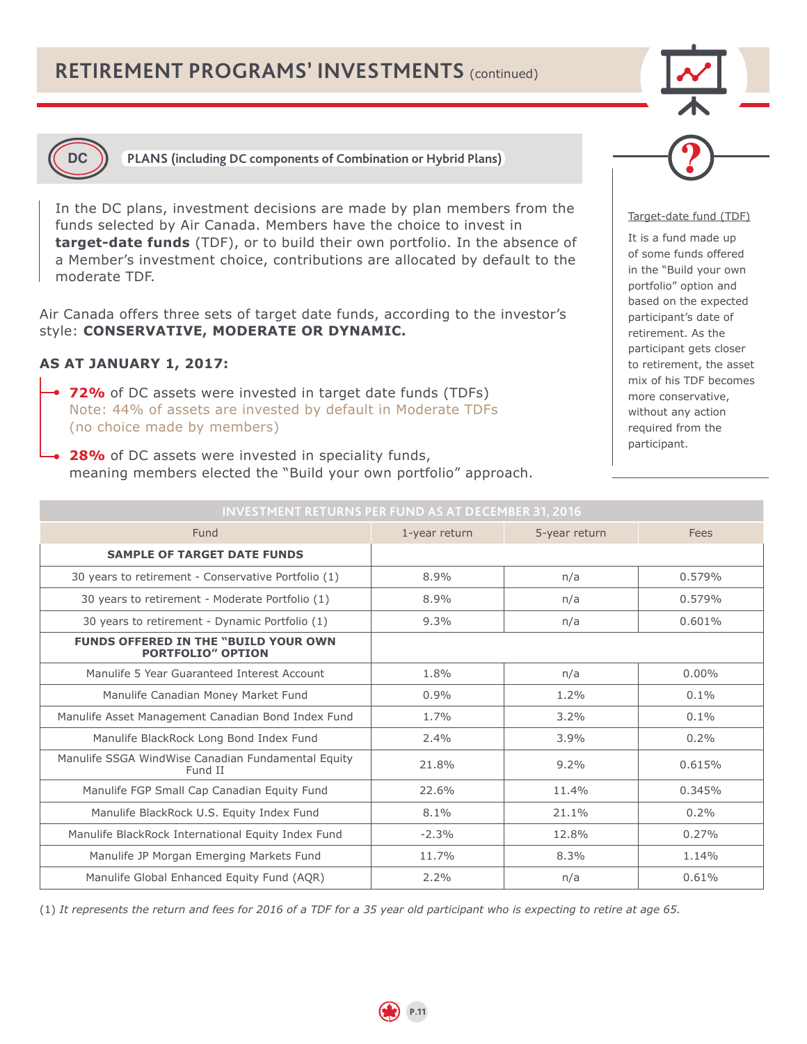# RETIREMENT PROGRAMS' INVESTMENTS (continued)

## DC PLANS (including DC components of Combination or Hybrid Plans)

In the DC plans, investment decisions are made by plan members from the funds selected by Air Canada. Members have the choice to invest in **target-date funds** (TDF), or to build their own portfolio. In the absence of a Member's investment choice, contributions are allocated by default to the moderate TDF.

Air Canada offers three sets of target date funds, according to the investor's style: **CONSERVATIVE, MODERATE OR DYNAMIC.**

### AS AT JANUARY 1, 2017:

- **72%** of DC assets were invested in target date funds (TDFs)
  Note: 44% of assets are invested by default in Moderate TDFs (no choice made by members)
- **28%** of DC assets were invested in speciality funds, meaning members elected the "Build your own portfolio" approach.

**Target-date fund (TDF)**

It is a fund made up of some funds offered in the "Build your own portfolio" option and based on the expected participant's date of retirement. As the participant gets closer to retirement, the asset mix of his TDF becomes more conservative, without any action required from the participant.

**INVESTMENT RETURNS PER FUND AS AT DECEMBER 31, 2016**

| Fund | 1-year return | 5-year return | Fees |
|---|---|---|---|
| **SAMPLE OF TARGET DATE FUNDS** | | | |
| 30 years to retirement - Conservative Portfolio (1) | 8.9% | n/a | 0.579% |
| 30 years to retirement - Moderate Portfolio (1) | 8.9% | n/a | 0.579% |
| 30 years to retirement - Dynamic Portfolio (1) | 9.3% | n/a | 0.601% |
| **FUNDS OFFERED IN THE "BUILD YOUR OWN PORTFOLIO" OPTION** | | | |
| Manulife 5 Year Guaranteed Interest Account | 1.8% | n/a | 0.00% |
| Manulife Canadian Money Market Fund | 0.9% | 1.2% | 0.1% |
| Manulife Asset Management Canadian Bond Index Fund | 1.7% | 3.2% | 0.1% |
| Manulife BlackRock Long Bond Index Fund | 2.4% | 3.9% | 0.2% |
| Manulife SSGA WindWise Canadian Fundamental Equity Fund II | 21.8% | 9.2% | 0.615% |
| Manulife FGP Small Cap Canadian Equity Fund | 22.6% | 11.4% | 0.345% |
| Manulife BlackRock U.S. Equity Index Fund | 8.1% | 21.1% | 0.2% |
| Manulife BlackRock International Equity Index Fund | -2.3% | 12.8% | 0.27% |
| Manulife JP Morgan Emerging Markets Fund | 11.7% | 8.3% | 1.14% |
| Manulife Global Enhanced Equity Fund (AQR) | 2.2% | n/a | 0.61% |

(1) *It represents the return and fees for 2016 of a TDF for a 35 year old participant who is expecting to retire at age 65.*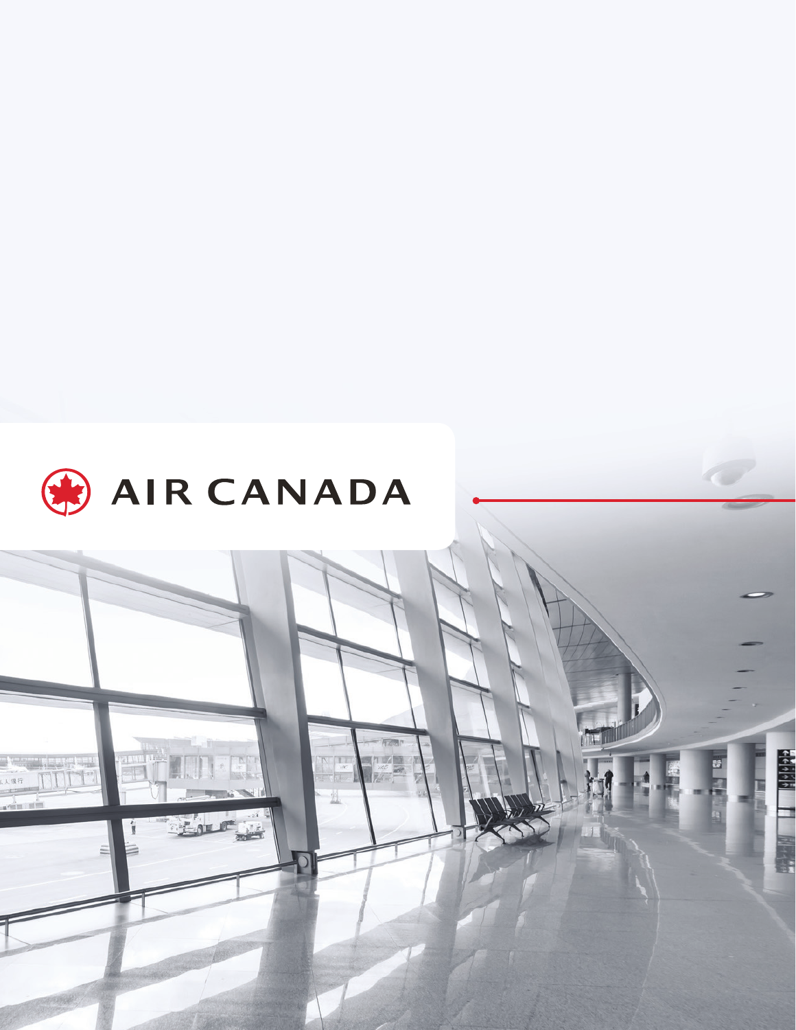AIR CANADA